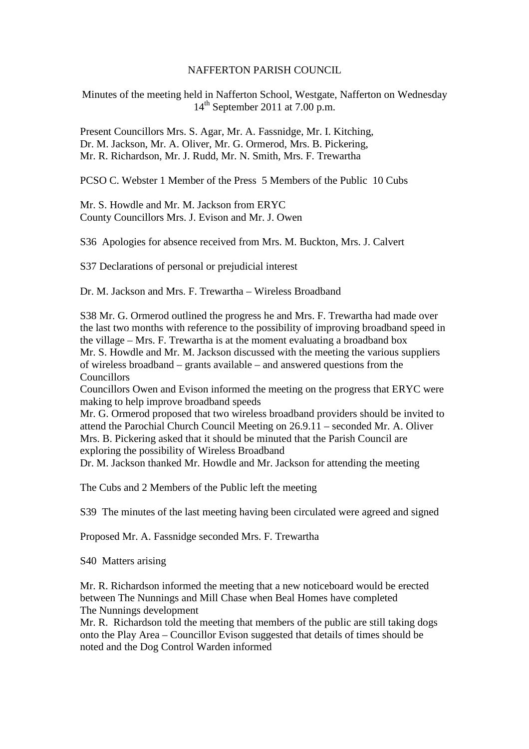# NAFFERTON PARISH COUNCIL

Minutes of the meeting held in Nafferton School, Westgate, Nafferton on Wednesday 14th September 2011 at 7.00 p.m.

Present Councillors Mrs. S. Agar, Mr. A. Fassnidge, Mr. I. Kitching, Dr. M. Jackson, Mr. A. Oliver, Mr. G. Ormerod, Mrs. B. Pickering, Mr. R. Richardson, Mr. J. Rudd, Mr. N. Smith, Mrs. F. Trewartha

PCSO C. Webster 1 Member of the Press 5 Members of the Public 10 Cubs

Mr. S. Howdle and Mr. M. Jackson from ERYC
County Councillors Mrs. J. Evison and Mr. J. Owen

S36 Apologies for absence received from Mrs. M. Buckton, Mrs. J. Calvert

S37 Declarations of personal or prejudicial interest

Dr. M. Jackson and Mrs. F. Trewartha – Wireless Broadband

S38 Mr. G. Ormerod outlined the progress he and Mrs. F. Trewartha had made over the last two months with reference to the possibility of improving broadband speed in the village – Mrs. F. Trewartha is at the moment evaluating a broadband box
Mr. S. Howdle and Mr. M. Jackson discussed with the meeting the various suppliers of wireless broadband – grants available – and answered questions from the Councillors
Councillors Owen and Evison informed the meeting on the progress that ERYC were making to help improve broadband speeds
Mr. G. Ormerod proposed that two wireless broadband providers should be invited to attend the Parochial Church Council Meeting on 26.9.11 – seconded Mr. A. Oliver
Mrs. B. Pickering asked that it should be minuted that the Parish Council are exploring the possibility of Wireless Broadband
Dr. M. Jackson thanked Mr. Howdle and Mr. Jackson for attending the meeting

The Cubs and 2 Members of the Public left the meeting

S39 The minutes of the last meeting having been circulated were agreed and signed

Proposed Mr. A. Fassnidge seconded Mrs. F. Trewartha

S40 Matters arising

Mr. R. Richardson informed the meeting that a new noticeboard would be erected between The Nunnings and Mill Chase when Beal Homes have completed The Nunnings development
Mr. R. Richardson told the meeting that members of the public are still taking dogs onto the Play Area – Councillor Evison suggested that details of times should be noted and the Dog Control Warden informed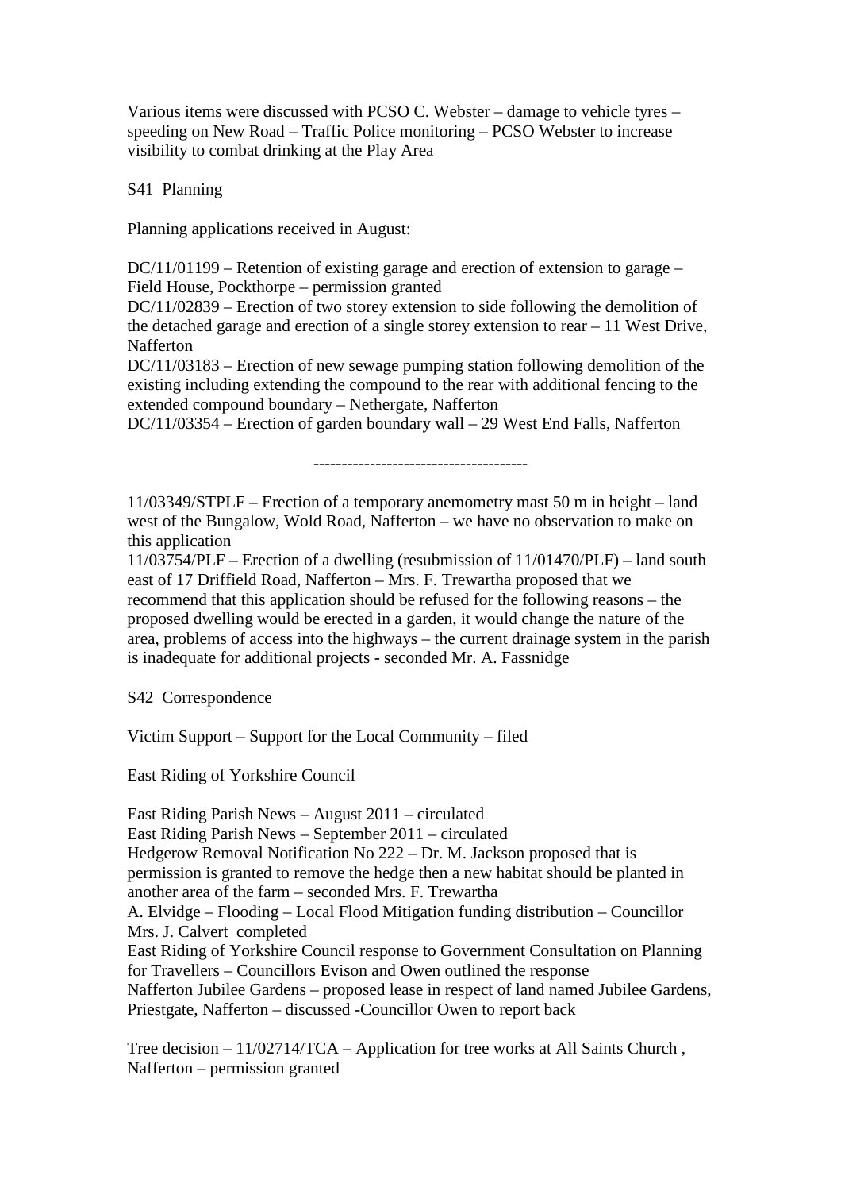Various items were discussed with PCSO C. Webster – damage to vehicle tyres – speeding on New Road – Traffic Police monitoring – PCSO Webster to increase visibility to combat drinking at the Play Area

S41 Planning

Planning applications received in August:

DC/11/01199 – Retention of existing garage and erection of extension to garage – Field House, Pockthorpe – permission granted
DC/11/02839 – Erection of two storey extension to side following the demolition of the detached garage and erection of a single storey extension to rear – 11 West Drive, Nafferton
DC/11/03183 – Erection of new sewage pumping station following demolition of the existing including extending the compound to the rear with additional fencing to the extended compound boundary – Nethergate, Nafferton
DC/11/03354 – Erection of garden boundary wall – 29 West End Falls, Nafferton

-------------------------------------

11/03349/STPLF – Erection of a temporary anemometry mast 50 m in height – land west of the Bungalow, Wold Road, Nafferton – we have no observation to make on this application
11/03754/PLF – Erection of a dwelling (resubmission of 11/01470/PLF) – land south east of 17 Driffield Road, Nafferton – Mrs. F. Trewartha proposed that we recommend that this application should be refused for the following reasons – the proposed dwelling would be erected in a garden, it would change the nature of the area, problems of access into the highways – the current drainage system in the parish is inadequate for additional projects - seconded Mr. A. Fassnidge

S42 Correspondence

Victim Support – Support for the Local Community – filed

East Riding of Yorkshire Council

East Riding Parish News – August 2011 – circulated
East Riding Parish News – September 2011 – circulated
Hedgerow Removal Notification No 222 – Dr. M. Jackson proposed that is permission is granted to remove the hedge then a new habitat should be planted in another area of the farm – seconded Mrs. F. Trewartha
A. Elvidge – Flooding – Local Flood Mitigation funding distribution – Councillor Mrs. J. Calvert completed
East Riding of Yorkshire Council response to Government Consultation on Planning for Travellers – Councillors Evison and Owen outlined the response
Nafferton Jubilee Gardens – proposed lease in respect of land named Jubilee Gardens, Priestgate, Nafferton – discussed -Councillor Owen to report back

Tree decision – 11/02714/TCA – Application for tree works at All Saints Church , Nafferton – permission granted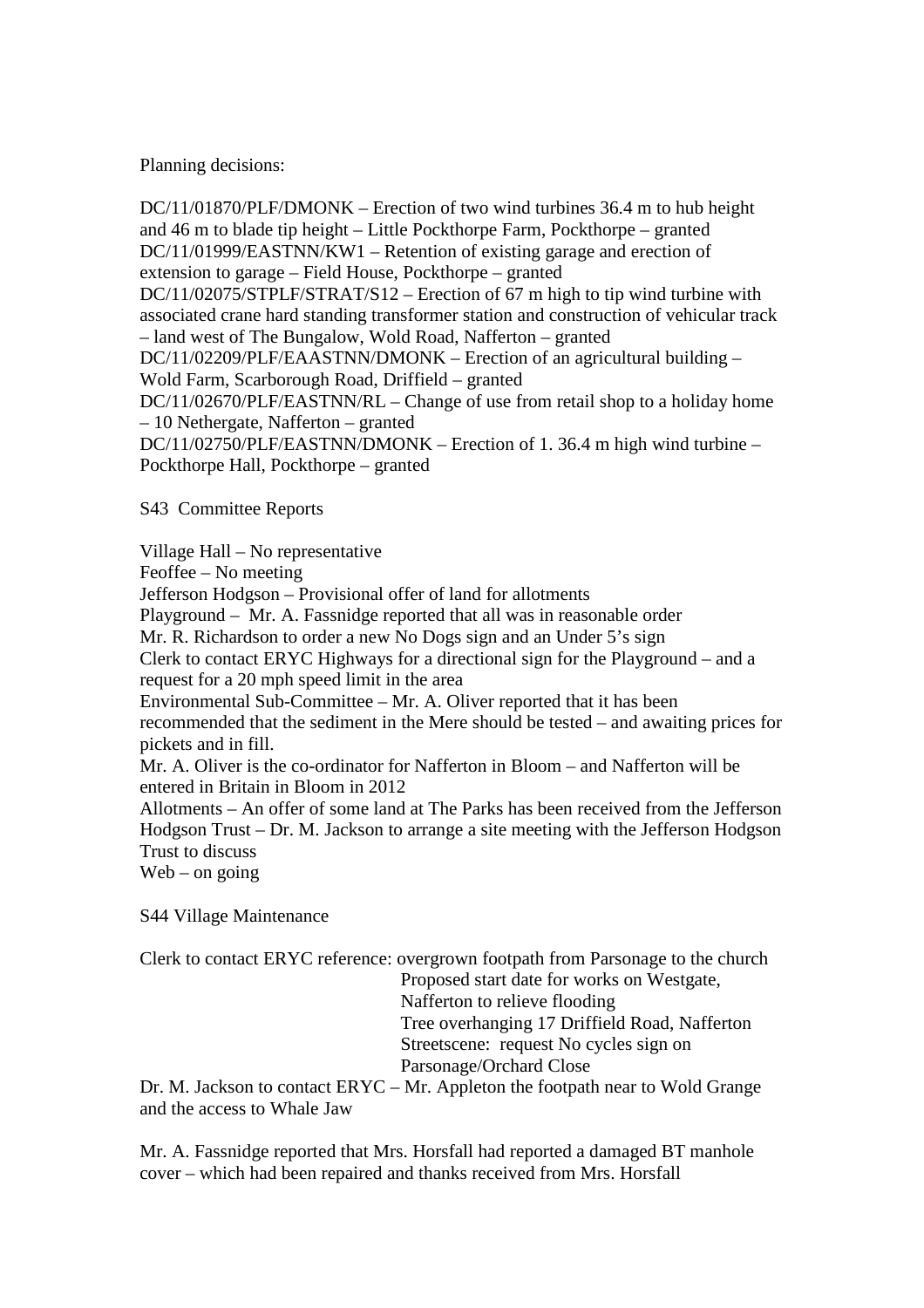Planning decisions:

DC/11/01870/PLF/DMONK – Erection of two wind turbines 36.4 m to hub height and 46 m to blade tip height – Little Pockthorpe Farm, Pockthorpe – granted
DC/11/01999/EASTNN/KW1 – Retention of existing garage and erection of extension to garage – Field House, Pockthorpe – granted
DC/11/02075/STPLF/STRAT/S12 – Erection of 67 m high to tip wind turbine with associated crane hard standing transformer station and construction of vehicular track – land west of The Bungalow, Wold Road, Nafferton – granted
DC/11/02209/PLF/EAASTNN/DMONK – Erection of an agricultural building – Wold Farm, Scarborough Road, Driffield – granted
DC/11/02670/PLF/EASTNN/RL – Change of use from retail shop to a holiday home – 10 Nethergate, Nafferton – granted
DC/11/02750/PLF/EASTNN/DMONK – Erection of 1. 36.4 m high wind turbine – Pockthorpe Hall, Pockthorpe – granted

S43 Committee Reports

Village Hall – No representative
Feoffee – No meeting
Jefferson Hodgson – Provisional offer of land for allotments
Playground – Mr. A. Fassnidge reported that all was in reasonable order
Mr. R. Richardson to order a new No Dogs sign and an Under 5's sign
Clerk to contact ERYC Highways for a directional sign for the Playground – and a request for a 20 mph speed limit in the area
Environmental Sub-Committee – Mr. A. Oliver reported that it has been recommended that the sediment in the Mere should be tested – and awaiting prices for pickets and in fill.
Mr. A. Oliver is the co-ordinator for Nafferton in Bloom – and Nafferton will be entered in Britain in Bloom in 2012
Allotments – An offer of some land at The Parks has been received from the Jefferson Hodgson Trust – Dr. M. Jackson to arrange a site meeting with the Jefferson Hodgson Trust to discuss
Web – on going

S44 Village Maintenance

Clerk to contact ERYC reference: overgrown footpath from Parsonage to the church
Proposed start date for works on Westgate, Nafferton to relieve flooding
Tree overhanging 17 Driffield Road, Nafferton
Streetscene: request No cycles sign on Parsonage/Orchard Close

Dr. M. Jackson to contact ERYC – Mr. Appleton the footpath near to Wold Grange and the access to Whale Jaw

Mr. A. Fassnidge reported that Mrs. Horsfall had reported a damaged BT manhole cover – which had been repaired and thanks received from Mrs. Horsfall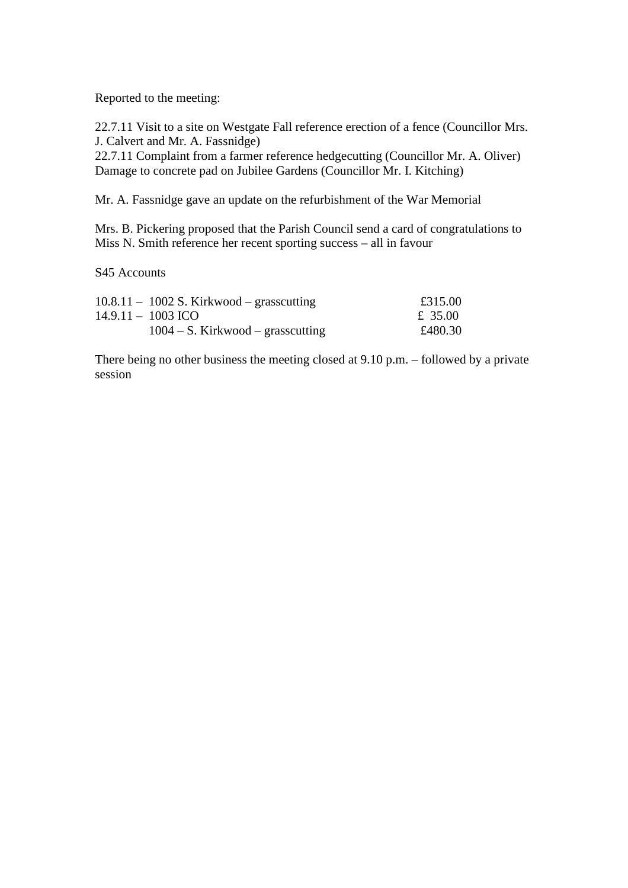Reported to the meeting:

22.7.11 Visit to a site on Westgate Fall reference erection of a fence (Councillor Mrs. J. Calvert and Mr. A. Fassnidge)
22.7.11 Complaint from a farmer reference hedgecutting (Councillor Mr. A. Oliver)
Damage to concrete pad on Jubilee Gardens (Councillor Mr. I. Kitching)

Mr. A. Fassnidge gave an update on the refurbishment of the War Memorial

Mrs. B. Pickering proposed that the Parish Council send a card of congratulations to Miss N. Smith reference her recent sporting success – all in favour

S45 Accounts

| | | |
|---|---|---|
| 10.8.11 – | 1002 S. Kirkwood – grasscutting | £315.00 |
| 14.9.11 – | 1003 ICO | £ 35.00 |
| | 1004 – S. Kirkwood – grasscutting | £480.30 |

There being no other business the meeting closed at 9.10 p.m. – followed by a private session